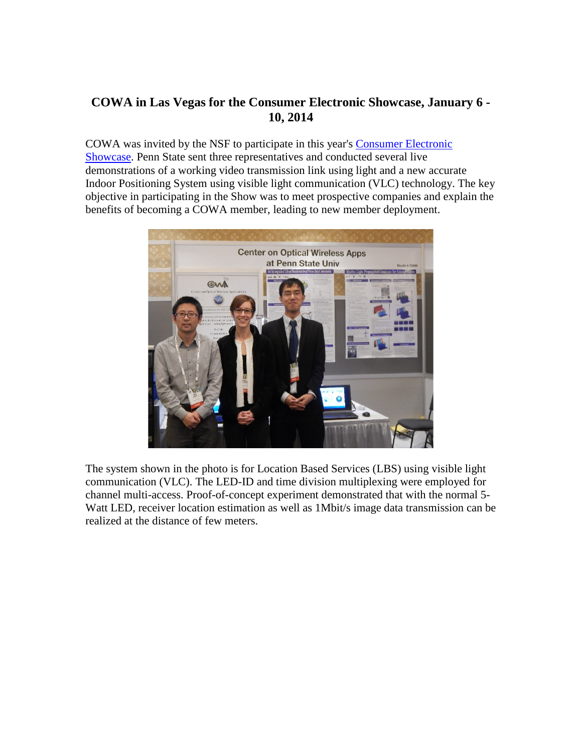# COWA in Las Vegas for the Consumer Electronic Showcase, January 6 - 10, 2014

COWA was invited by the NSF to participate in this year's [Consumer Electronic Showcase](). Penn State sent three representatives and conducted several live demonstrations of a working video transmission link using light and a new accurate Indoor Positioning System using visible light communication (VLC) technology. The key objective in participating in the Show was to meet prospective companies and explain the benefits of becoming a COWA member, leading to new member deployment.

The system shown in the photo is for Location Based Services (LBS) using visible light communication (VLC). The LED-ID and time division multiplexing were employed for channel multi-access. Proof-of-concept experiment demonstrated that with the normal 5-Watt LED, receiver location estimation as well as 1Mbit/s image data transmission can be realized at the distance of few meters.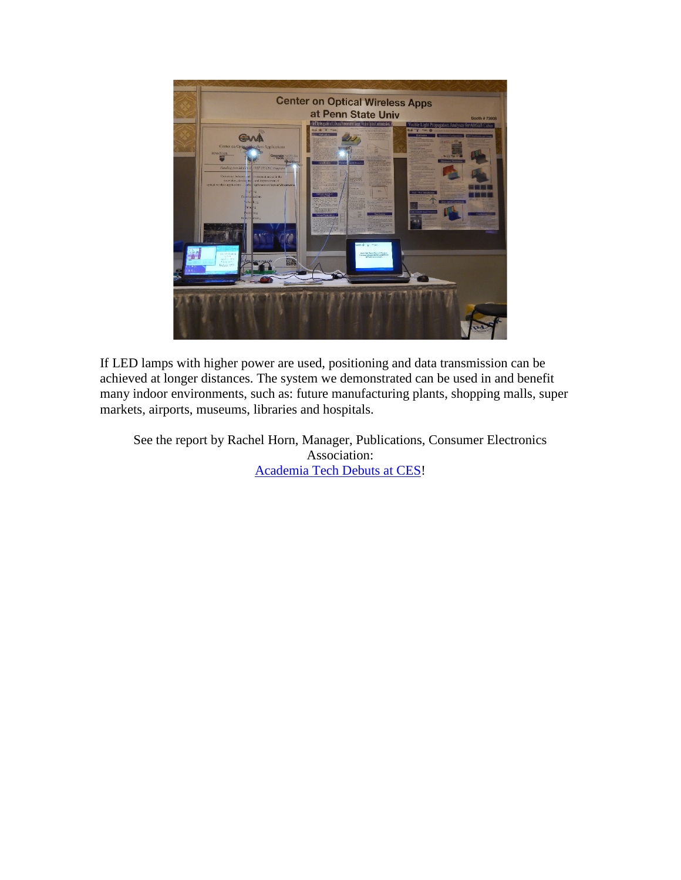If LED lamps with higher power are used, positioning and data transmission can be achieved at longer distances. The system we demonstrated can be used in and benefit many indoor environments, such as: future manufacturing plants, shopping malls, super markets, airports, museums, libraries and hospitals.

See the report by Rachel Horn, Manager, Publications, Consumer Electronics Association:
Academia Tech Debuts at CES!